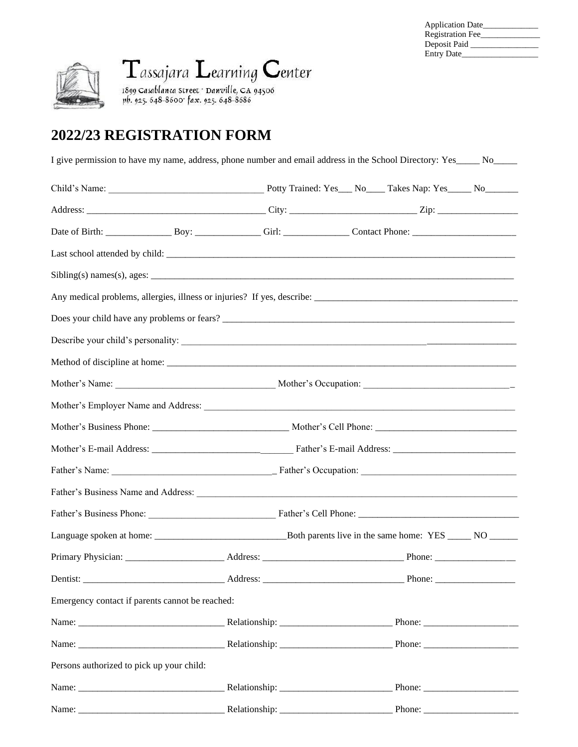Application Date_____________
Registration Fee_____________
Deposit Paid ________________
Entry Date__________________

Tassajara Learning Center
1899 Casablanca Street · Danville, CA 94506
ph. 925. 648-8600· fax. 925. 648-8686

# 2022/23 REGISTRATION FORM

I give permission to have my name, address, phone number and email address in the School Directory: Yes_____ No_____

Child's Name: ________________________________ Potty Trained: Yes___ No____ Takes Nap: Yes_____ No_______

Address: _____________________________________ City: ___________________________ Zip: _________________

Date of Birth: ______________ Boy: ______________ Girl: ______________ Contact Phone: ______________________

Last school attended by child: ________________________________________________________________________________

Sibling(s) names(s), ages: ____________________________________________________________________________________

Any medical problems, allergies, illness or injuries? If yes, describe: _____________________________________________

Does your child have any problems or fears? __________________________________________________________________

Describe your child's personality: _____________________________________________________________________________

Method of discipline at home: _________________________________________________________________________________

Mother's Name: __________________________________ Mother's Occupation: ________________________________

Mother's Employer Name and Address: _______________________________________________________________________

Mother's Business Phone: _____________________________ Mother's Cell Phone: ______________________________

Mother's E-mail Address: ______________________________ Father's E-mail Address: _________________________

Father's Name: ___________________________________ Father's Occupation: _________________________________

Father's Business Name and Address: _________________________________________________________________________

Father's Business Phone: ___________________________ Father's Cell Phone: __________________________________

Language spoken at home: ____________________________Both parents live in the same home: YES _____ NO ______

Primary Physician: _____________________ Address: ______________________________ Phone: _________________

Dentist: ______________________________ Address: ______________________________ Phone: _________________

Emergency contact if parents cannot be reached:

Name: _______________________________ Relationship: ________________________ Phone: ____________________

Name: _______________________________ Relationship: ________________________ Phone: ____________________

Persons authorized to pick up your child:

Name: _______________________________ Relationship: ________________________ Phone: ____________________

Name: _______________________________ Relationship: ________________________ Phone: ____________________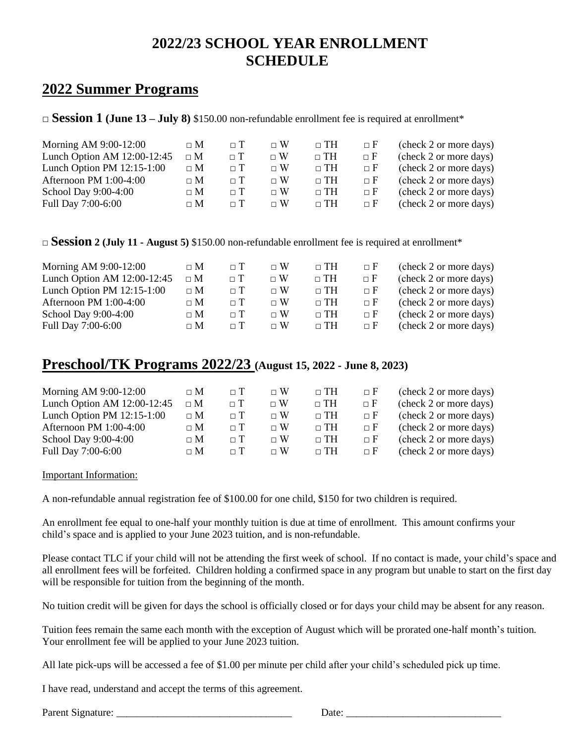# 2022/23 SCHOOL YEAR ENROLLMENT SCHEDULE

## 2022 Summer Programs

□ **Session 1 (June 13 – July 8)** $150.00 non-refundable enrollment fee is required at enrollment*

| | | | | | | |
|---|---|---|---|---|---|---|
| Morning AM 9:00-12:00 | □ M | □ T | □ W | □ TH | □ F | (check 2 or more days) |
| Lunch Option AM 12:00-12:45 | □ M | □ T | □ W | □ TH | □ F | (check 2 or more days) |
| Lunch Option PM 12:15-1:00 | □ M | □ T | □ W | □ TH | □ F | (check 2 or more days) |
| Afternoon PM 1:00-4:00 | □ M | □ T | □ W | □ TH | □ F | (check 2 or more days) |
| School Day 9:00-4:00 | □ M | □ T | □ W | □ TH | □ F | (check 2 or more days) |
| Full Day 7:00-6:00 | □ M | □ T | □ W | □ TH | □ F | (check 2 or more days) |

□ **Session 2 (July 11 - August 5)** $150.00 non-refundable enrollment fee is required at enrollment*

| | | | | | | |
|---|---|---|---|---|---|---|
| Morning AM 9:00-12:00 | □ M | □ T | □ W | □ TH | □ F | (check 2 or more days) |
| Lunch Option AM 12:00-12:45 | □ M | □ T | □ W | □ TH | □ F | (check 2 or more days) |
| Lunch Option PM 12:15-1:00 | □ M | □ T | □ W | □ TH | □ F | (check 2 or more days) |
| Afternoon PM 1:00-4:00 | □ M | □ T | □ W | □ TH | □ F | (check 2 or more days) |
| School Day 9:00-4:00 | □ M | □ T | □ W | □ TH | □ F | (check 2 or more days) |
| Full Day 7:00-6:00 | □ M | □ T | □ W | □ TH | □ F | (check 2 or more days) |

## Preschool/TK Programs 2022/23 (August 15, 2022 - June 8, 2023)

| | | | | | | |
|---|---|---|---|---|---|---|
| Morning AM 9:00-12:00 | □ M | □ T | □ W | □ TH | □ F | (check 2 or more days) |
| Lunch Option AM 12:00-12:45 | □ M | □ T | □ W | □ TH | □ F | (check 2 or more days) |
| Lunch Option PM 12:15-1:00 | □ M | □ T | □ W | □ TH | □ F | (check 2 or more days) |
| Afternoon PM 1:00-4:00 | □ M | □ T | □ W | □ TH | □ F | (check 2 or more days) |
| School Day 9:00-4:00 | □ M | □ T | □ W | □ TH | □ F | (check 2 or more days) |
| Full Day 7:00-6:00 | □ M | □ T | □ W | □ TH | □ F | (check 2 or more days) |

Important Information:

A non-refundable annual registration fee of $100.00 for one child, $150 for two children is required.

An enrollment fee equal to one-half your monthly tuition is due at time of enrollment. This amount confirms your child's space and is applied to your June 2023 tuition, and is non-refundable.

Please contact TLC if your child will not be attending the first week of school. If no contact is made, your child's space and all enrollment fees will be forfeited. Children holding a confirmed space in any program but unable to start on the first day will be responsible for tuition from the beginning of the month.

No tuition credit will be given for days the school is officially closed or for days your child may be absent for any reason.

Tuition fees remain the same each month with the exception of August which will be prorated one-half month's tuition. Your enrollment fee will be applied to your June 2023 tuition.

All late pick-ups will be accessed a fee of $1.00 per minute per child after your child's scheduled pick up time.

I have read, understand and accept the terms of this agreement.

Parent Signature: ___________________________________ Date: ______________________________